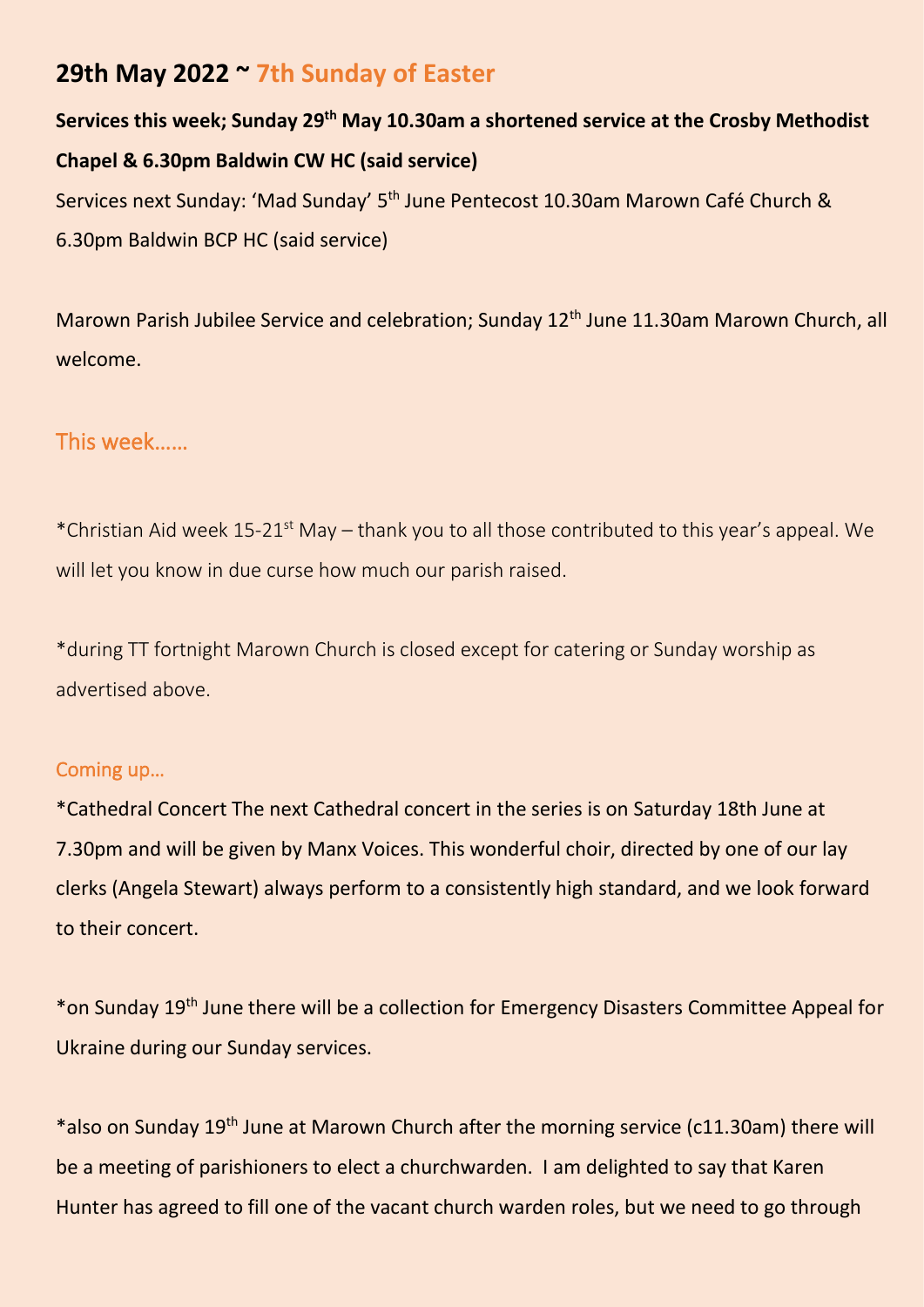## 29th May 2022 ~ 7th Sunday of Easter

**Services this week; Sunday 29th May 10.30am a shortened service at the Crosby Methodist Chapel & 6.30pm Baldwin CW HC (said service)**

Services next Sunday: 'Mad Sunday' 5th June Pentecost 10.30am Marown Café Church & 6.30pm Baldwin BCP HC (said service)

Marown Parish Jubilee Service and celebration; Sunday 12th June 11.30am Marown Church, all welcome.

### This week……

*Christian Aid week 15-21st May – thank you to all those contributed to this year's appeal. We will let you know in due curse how much our parish raised.

*during TT fortnight Marown Church is closed except for catering or Sunday worship as advertised above.

#### Coming up…

*Cathedral Concert The next Cathedral concert in the series is on Saturday 18th June at 7.30pm and will be given by Manx Voices. This wonderful choir, directed by one of our lay clerks (Angela Stewart) always perform to a consistently high standard, and we look forward to their concert.

*on Sunday 19th June there will be a collection for Emergency Disasters Committee Appeal for Ukraine during our Sunday services.

*also on Sunday 19th June at Marown Church after the morning service (c11.30am) there will be a meeting of parishioners to elect a churchwarden. I am delighted to say that Karen Hunter has agreed to fill one of the vacant church warden roles, but we need to go through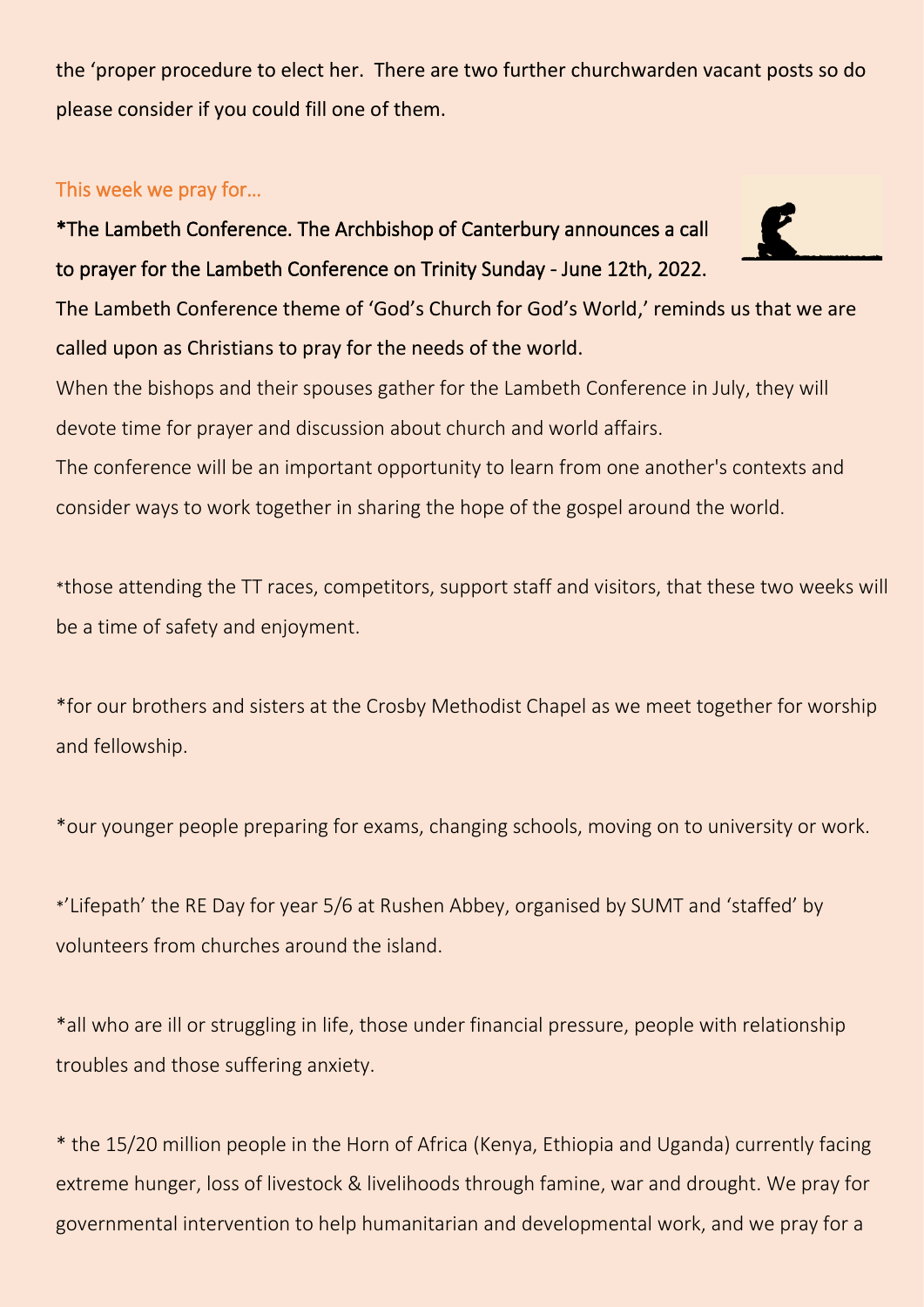the 'proper procedure to elect her. There are two further churchwarden vacant posts so do please consider if you could fill one of them.

This week we pray for…

**\*The Lambeth Conference. The Archbishop of Canterbury announces a call to prayer for the Lambeth Conference on Trinity Sunday - June 12th, 2022. The Lambeth Conference theme of 'God's Church for God's World,' reminds us that we are called upon as Christians to pray for the needs of the world.**

When the bishops and their spouses gather for the Lambeth Conference in July, they will devote time for prayer and discussion about church and world affairs.

The conference will be an important opportunity to learn from one another's contexts and consider ways to work together in sharing the hope of the gospel around the world.

*those attending the TT races, competitors, support staff and visitors, that these two weeks will be a time of safety and enjoyment.

*for our brothers and sisters at the Crosby Methodist Chapel as we meet together for worship and fellowship.

*our younger people preparing for exams, changing schools, moving on to university or work.

*'Lifepath' the RE Day for year 5/6 at Rushen Abbey, organised by SUMT and 'staffed' by volunteers from churches around the island.

*all who are ill or struggling in life, those under financial pressure, people with relationship troubles and those suffering anxiety.

* the 15/20 million people in the Horn of Africa (Kenya, Ethiopia and Uganda) currently facing extreme hunger, loss of livestock & livelihoods through famine, war and drought. We pray for governmental intervention to help humanitarian and developmental work, and we pray for a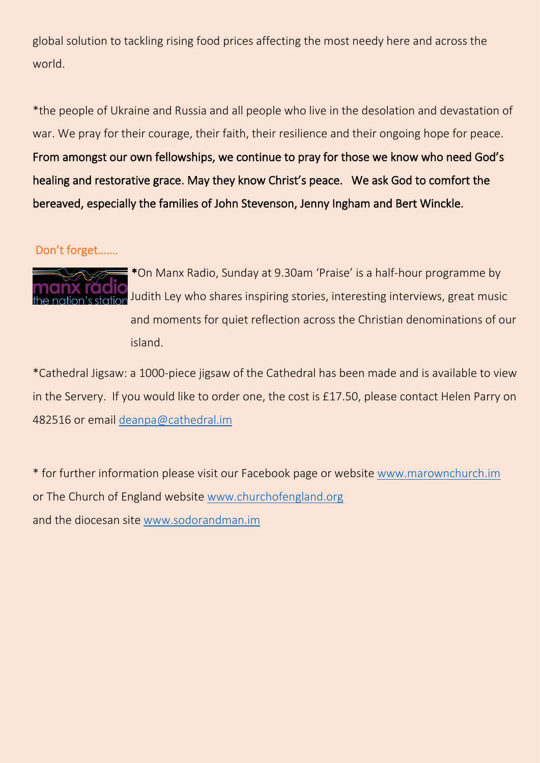global solution to tackling rising food prices affecting the most needy here and across the world.

*the people of Ukraine and Russia and all people who live in the desolation and devastation of war. We pray for their courage, their faith, their resilience and their ongoing hope for peace. From amongst our own fellowships, we continue to pray for those we know who need God's healing and restorative grace. May they know Christ's peace. We ask God to comfort the bereaved, especially the families of John Stevenson, Jenny Ingham and Bert Winckle.

Don't forget…….

manx radio
the nation's station

**\***On Manx Radio, Sunday at 9.30am 'Praise' is a half-hour programme by Judith Ley who shares inspiring stories, interesting interviews, great music and moments for quiet reflection across the Christian denominations of our island.

*Cathedral Jigsaw: a 1000-piece jigsaw of the Cathedral has been made and is available to view in the Servery. If you would like to order one, the cost is £17.50, please contact Helen Parry on 482516 or email deanpa@cathedral.im

* for further information please visit our Facebook page or website www.marownchurch.im
or The Church of England website www.churchofengland.org
and the diocesan site www.sodorandman.im